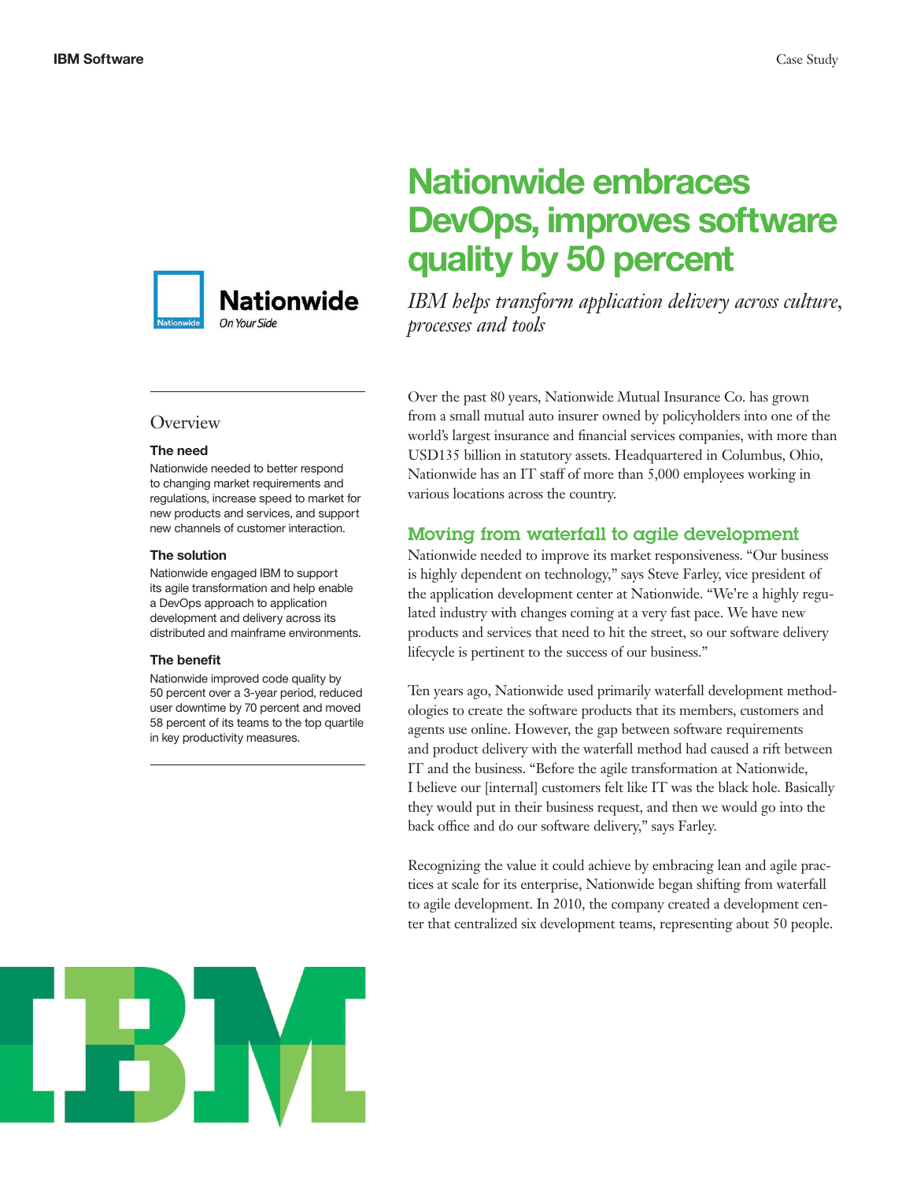# Nationwide embraces DevOps, improves software quality by 50 percent

*IBM helps transform application delivery across culture, processes and tools*

## Overview

### The need

Nationwide needed to better respond to changing market requirements and regulations, increase speed to market for new products and services, and support new channels of customer interaction.

### The solution

Nationwide engaged IBM to support its agile transformation and help enable a DevOps approach to application development and delivery across its distributed and mainframe environments.

### The benefit

Nationwide improved code quality by 50 percent over a 3-year period, reduced user downtime by 70 percent and moved 58 percent of its teams to the top quartile in key productivity measures.

Over the past 80 years, Nationwide Mutual Insurance Co. has grown from a small mutual auto insurer owned by policyholders into one of the world's largest insurance and financial services companies, with more than USD135 billion in statutory assets. Headquartered in Columbus, Ohio, Nationwide has an IT staff of more than 5,000 employees working in various locations across the country.

## Moving from waterfall to agile development

Nationwide needed to improve its market responsiveness. "Our business is highly dependent on technology," says Steve Farley, vice president of the application development center at Nationwide. "We're a highly regulated industry with changes coming at a very fast pace. We have new products and services that need to hit the street, so our software delivery lifecycle is pertinent to the success of our business."

Ten years ago, Nationwide used primarily waterfall development methodologies to create the software products that its members, customers and agents use online. However, the gap between software requirements and product delivery with the waterfall method had caused a rift between IT and the business. "Before the agile transformation at Nationwide, I believe our [internal] customers felt like IT was the black hole. Basically they would put in their business request, and then we would go into the back office and do our software delivery," says Farley.

Recognizing the value it could achieve by embracing lean and agile practices at scale for its enterprise, Nationwide began shifting from waterfall to agile development. In 2010, the company created a development center that centralized six development teams, representing about 50 people.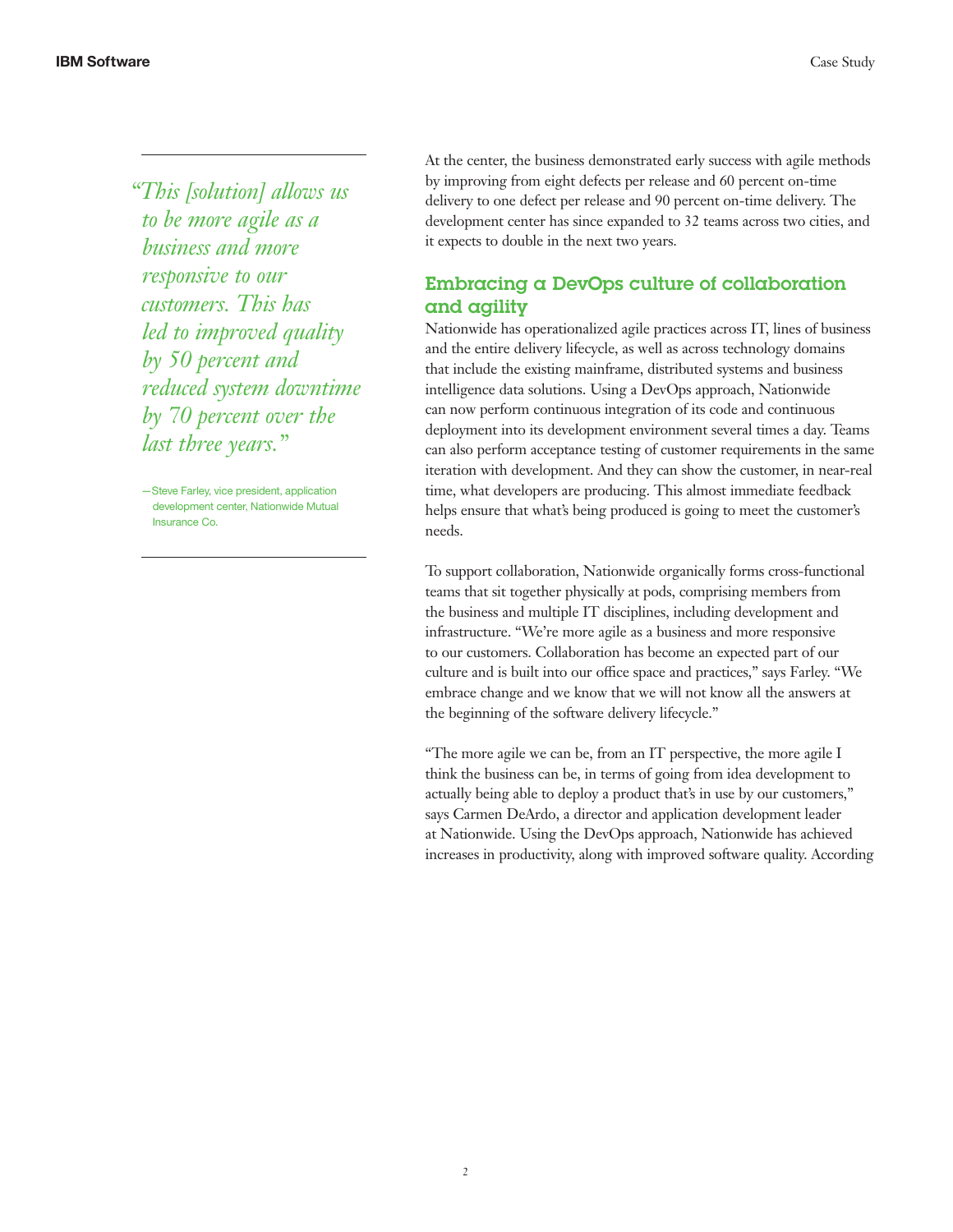> *"This [solution] allows us to be more agile as a business and more responsive to our customers. This has led to improved quality by 50 percent and reduced system downtime by 70 percent over the last three years."*
>
> —Steve Farley, vice president, application development center, Nationwide Mutual Insurance Co.

At the center, the business demonstrated early success with agile methods by improving from eight defects per release and 60 percent on-time delivery to one defect per release and 90 percent on-time delivery. The development center has since expanded to 32 teams across two cities, and it expects to double in the next two years.

## Embracing a DevOps culture of collaboration and agility

Nationwide has operationalized agile practices across IT, lines of business and the entire delivery lifecycle, as well as across technology domains that include the existing mainframe, distributed systems and business intelligence data solutions. Using a DevOps approach, Nationwide can now perform continuous integration of its code and continuous deployment into its development environment several times a day. Teams can also perform acceptance testing of customer requirements in the same iteration with development. And they can show the customer, in near-real time, what developers are producing. This almost immediate feedback helps ensure that what's being produced is going to meet the customer's needs.

To support collaboration, Nationwide organically forms cross-functional teams that sit together physically at pods, comprising members from the business and multiple IT disciplines, including development and infrastructure. "We're more agile as a business and more responsive to our customers. Collaboration has become an expected part of our culture and is built into our office space and practices," says Farley. "We embrace change and we know that we will not know all the answers at the beginning of the software delivery lifecycle."

"The more agile we can be, from an IT perspective, the more agile I think the business can be, in terms of going from idea development to actually being able to deploy a product that's in use by our customers," says Carmen DeArdo, a director and application development leader at Nationwide. Using the DevOps approach, Nationwide has achieved increases in productivity, along with improved software quality. According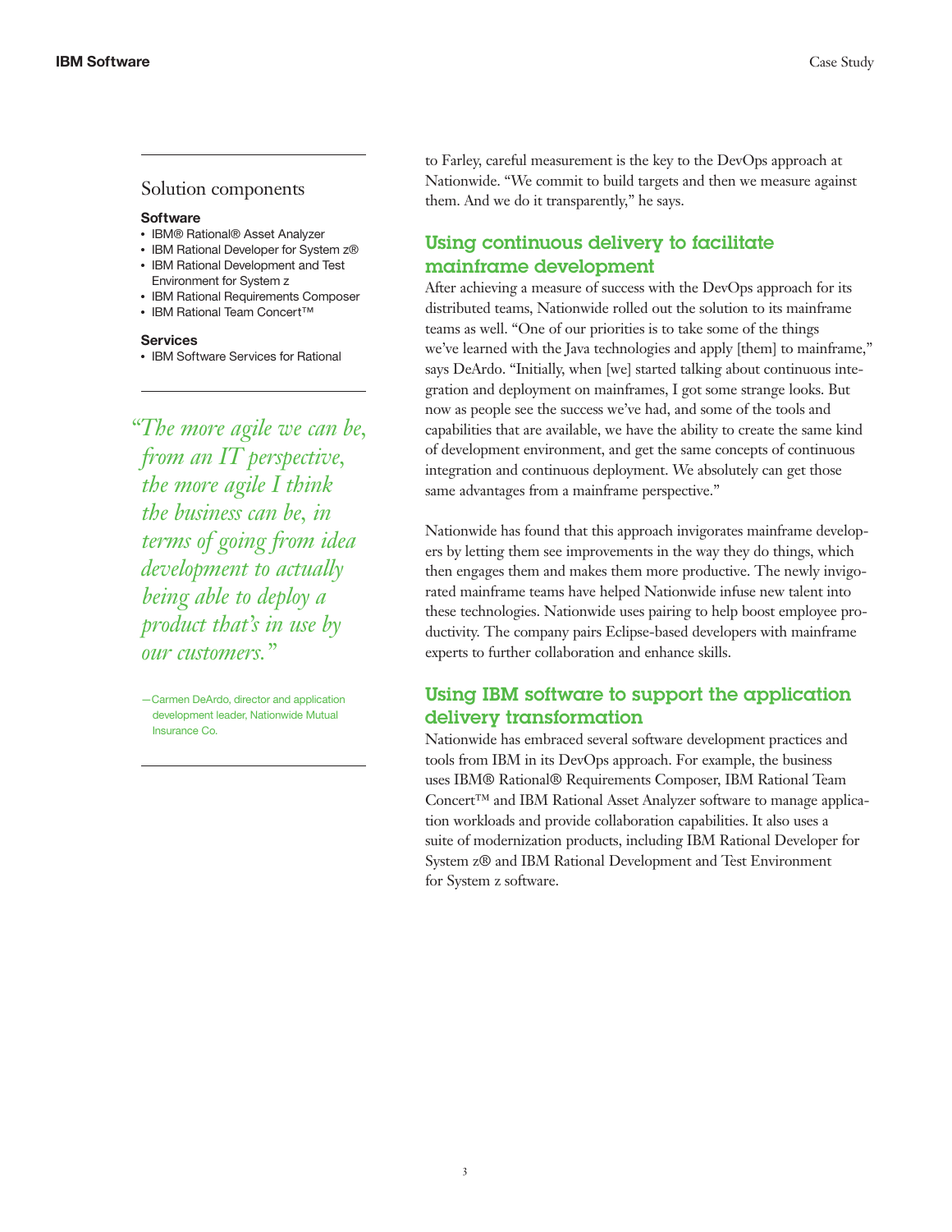## Solution components

**Software**

- IBM® Rational® Asset Analyzer
- IBM Rational Developer for System z®
- IBM Rational Development and Test Environment for System z
- IBM Rational Requirements Composer
- IBM Rational Team Concert™

**Services**

- IBM Software Services for Rational

*"The more agile we can be, from an IT perspective, the more agile I think the business can be, in terms of going from idea development to actually being able to deploy a product that's in use by our customers."*

—Carmen DeArdo, director and application development leader, Nationwide Mutual Insurance Co.

to Farley, careful measurement is the key to the DevOps approach at Nationwide. "We commit to build targets and then we measure against them. And we do it transparently," he says.

## Using continuous delivery to facilitate mainframe development

After achieving a measure of success with the DevOps approach for its distributed teams, Nationwide rolled out the solution to its mainframe teams as well. "One of our priorities is to take some of the things we've learned with the Java technologies and apply [them] to mainframe," says DeArdo. "Initially, when [we] started talking about continuous integration and deployment on mainframes, I got some strange looks. But now as people see the success we've had, and some of the tools and capabilities that are available, we have the ability to create the same kind of development environment, and get the same concepts of continuous integration and continuous deployment. We absolutely can get those same advantages from a mainframe perspective."

Nationwide has found that this approach invigorates mainframe developers by letting them see improvements in the way they do things, which then engages them and makes them more productive. The newly invigorated mainframe teams have helped Nationwide infuse new talent into these technologies. Nationwide uses pairing to help boost employee productivity. The company pairs Eclipse-based developers with mainframe experts to further collaboration and enhance skills.

## Using IBM software to support the application delivery transformation

Nationwide has embraced several software development practices and tools from IBM in its DevOps approach. For example, the business uses IBM® Rational® Requirements Composer, IBM Rational Team Concert™ and IBM Rational Asset Analyzer software to manage application workloads and provide collaboration capabilities. It also uses a suite of modernization products, including IBM Rational Developer for System z® and IBM Rational Development and Test Environment for System z software.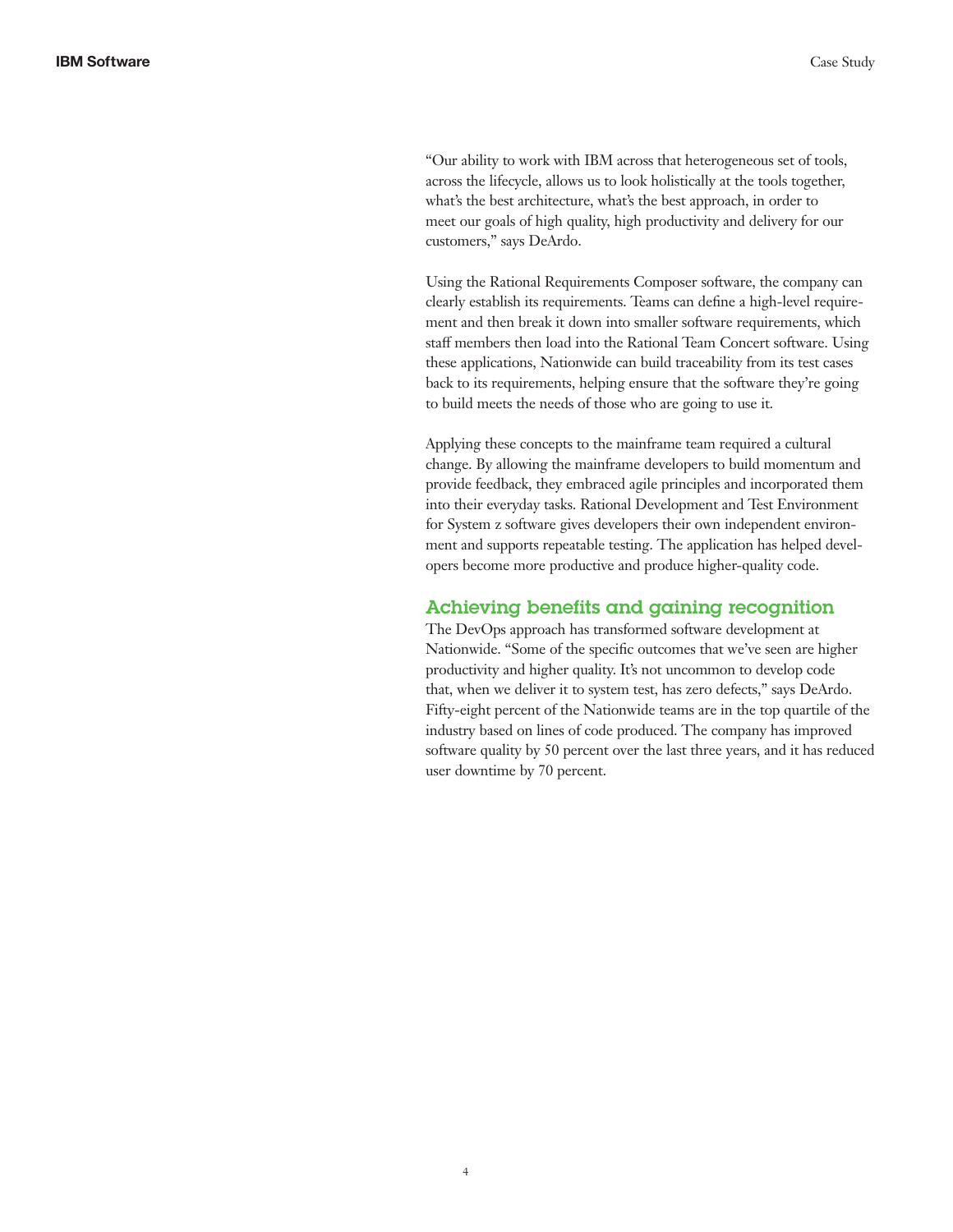"Our ability to work with IBM across that heterogeneous set of tools, across the lifecycle, allows us to look holistically at the tools together, what's the best architecture, what's the best approach, in order to meet our goals of high quality, high productivity and delivery for our customers," says DeArdo.

Using the Rational Requirements Composer software, the company can clearly establish its requirements. Teams can define a high-level requirement and then break it down into smaller software requirements, which staff members then load into the Rational Team Concert software. Using these applications, Nationwide can build traceability from its test cases back to its requirements, helping ensure that the software they're going to build meets the needs of those who are going to use it.

Applying these concepts to the mainframe team required a cultural change. By allowing the mainframe developers to build momentum and provide feedback, they embraced agile principles and incorporated them into their everyday tasks. Rational Development and Test Environment for System z software gives developers their own independent environment and supports repeatable testing. The application has helped developers become more productive and produce higher-quality code.

## Achieving benefits and gaining recognition

The DevOps approach has transformed software development at Nationwide. "Some of the specific outcomes that we've seen are higher productivity and higher quality. It's not uncommon to develop code that, when we deliver it to system test, has zero defects," says DeArdo. Fifty-eight percent of the Nationwide teams are in the top quartile of the industry based on lines of code produced. The company has improved software quality by 50 percent over the last three years, and it has reduced user downtime by 70 percent.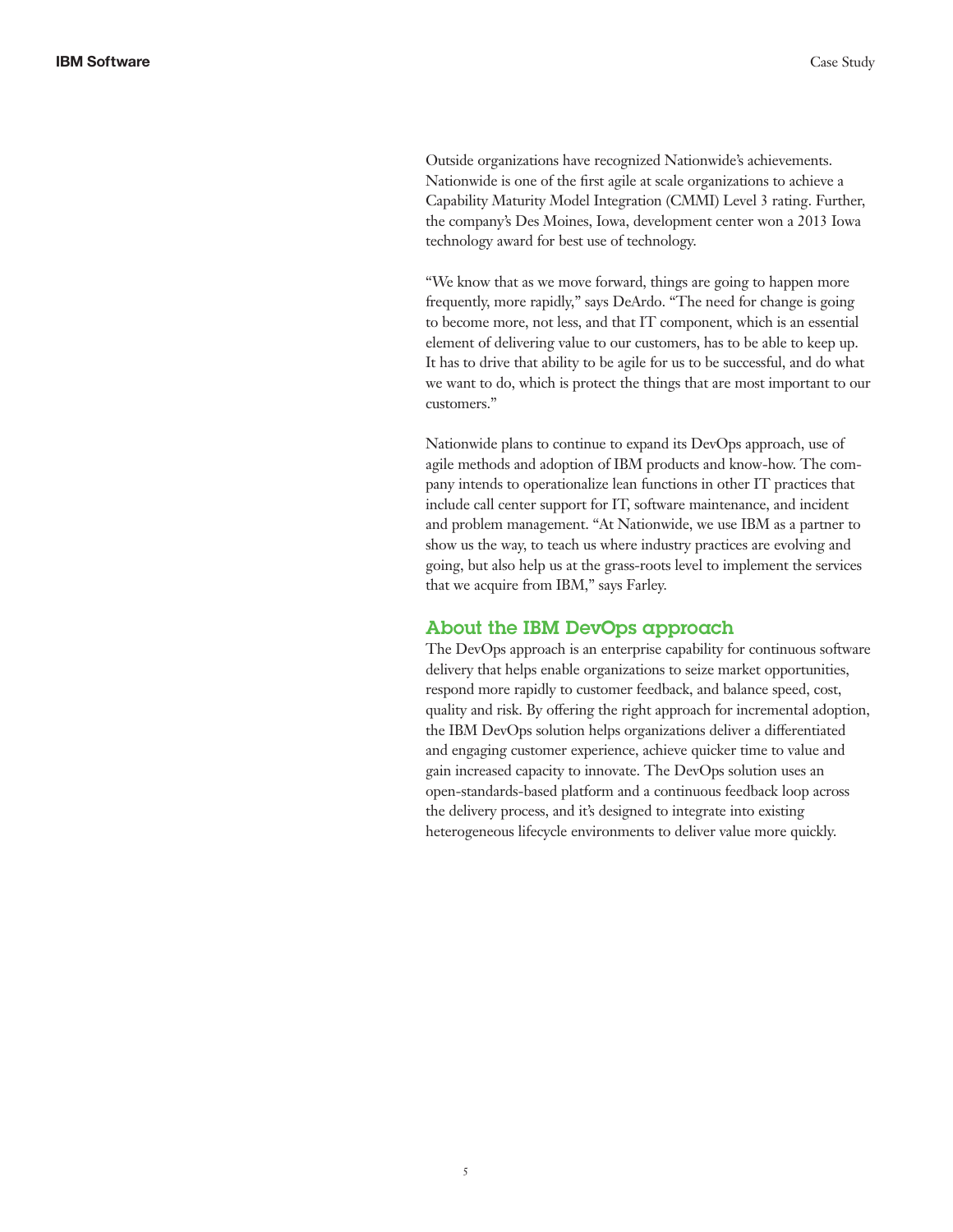Outside organizations have recognized Nationwide's achievements. Nationwide is one of the first agile at scale organizations to achieve a Capability Maturity Model Integration (CMMI) Level 3 rating. Further, the company's Des Moines, Iowa, development center won a 2013 Iowa technology award for best use of technology.

"We know that as we move forward, things are going to happen more frequently, more rapidly," says DeArdo. "The need for change is going to become more, not less, and that IT component, which is an essential element of delivering value to our customers, has to be able to keep up. It has to drive that ability to be agile for us to be successful, and do what we want to do, which is protect the things that are most important to our customers."

Nationwide plans to continue to expand its DevOps approach, use of agile methods and adoption of IBM products and know-how. The company intends to operationalize lean functions in other IT practices that include call center support for IT, software maintenance, and incident and problem management. "At Nationwide, we use IBM as a partner to show us the way, to teach us where industry practices are evolving and going, but also help us at the grass-roots level to implement the services that we acquire from IBM," says Farley.

## About the IBM DevOps approach

The DevOps approach is an enterprise capability for continuous software delivery that helps enable organizations to seize market opportunities, respond more rapidly to customer feedback, and balance speed, cost, quality and risk. By offering the right approach for incremental adoption, the IBM DevOps solution helps organizations deliver a differentiated and engaging customer experience, achieve quicker time to value and gain increased capacity to innovate. The DevOps solution uses an open-standards-based platform and a continuous feedback loop across the delivery process, and it's designed to integrate into existing heterogeneous lifecycle environments to deliver value more quickly.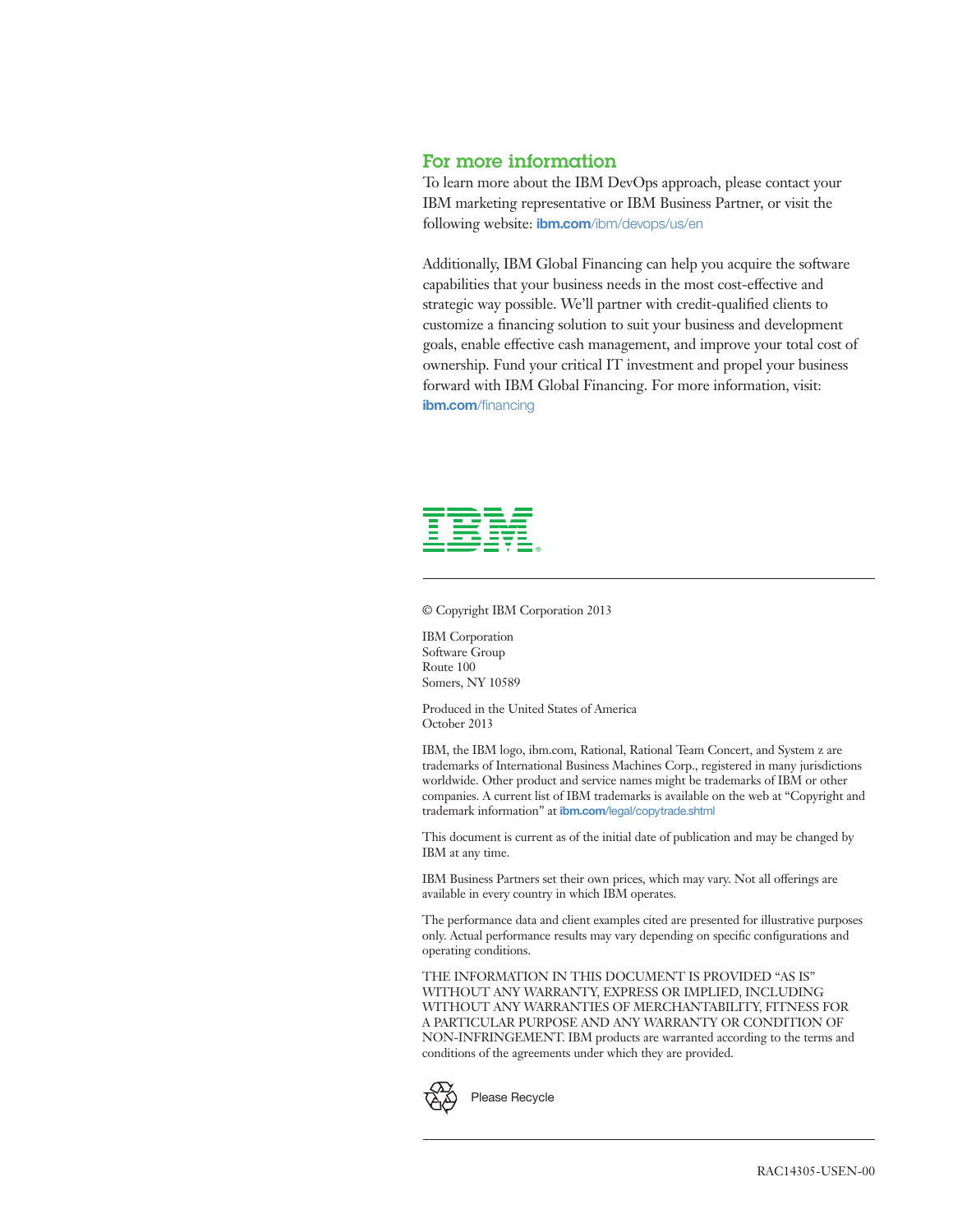## For more information

To learn more about the IBM DevOps approach, please contact your IBM marketing representative or IBM Business Partner, or visit the following website: **ibm.com**/ibm/devops/us/en

Additionally, IBM Global Financing can help you acquire the software capabilities that your business needs in the most cost-effective and strategic way possible. We'll partner with credit-qualified clients to customize a financing solution to suit your business and development goals, enable effective cash management, and improve your total cost of ownership. Fund your critical IT investment and propel your business forward with IBM Global Financing. For more information, visit: **ibm.com**/financing

---

© Copyright IBM Corporation 2013

IBM Corporation
Software Group
Route 100
Somers, NY 10589

Produced in the United States of America
October 2013

IBM, the IBM logo, ibm.com, Rational, Rational Team Concert, and System z are trademarks of International Business Machines Corp., registered in many jurisdictions worldwide. Other product and service names might be trademarks of IBM or other companies. A current list of IBM trademarks is available on the web at "Copyright and trademark information" at **ibm.com**/legal/copytrade.shtml

This document is current as of the initial date of publication and may be changed by IBM at any time.

IBM Business Partners set their own prices, which may vary. Not all offerings are available in every country in which IBM operates.

The performance data and client examples cited are presented for illustrative purposes only. Actual performance results may vary depending on specific configurations and operating conditions.

THE INFORMATION IN THIS DOCUMENT IS PROVIDED "AS IS" WITHOUT ANY WARRANTY, EXPRESS OR IMPLIED, INCLUDING WITHOUT ANY WARRANTIES OF MERCHANTABILITY, FITNESS FOR A PARTICULAR PURPOSE AND ANY WARRANTY OR CONDITION OF NON-INFRINGEMENT. IBM products are warranted according to the terms and conditions of the agreements under which they are provided.

Please Recycle

---

RAC14305-USEN-00